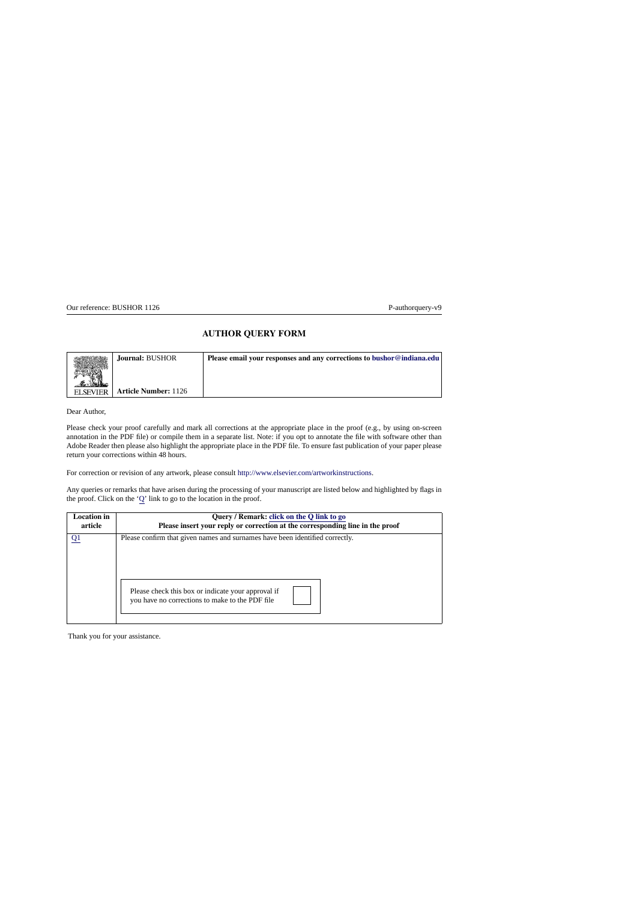Our reference: BUSHOR 1126 P-authorquery-v9

# AUTHOR QUERY FORM

| ELSEVIER | **Journal:** BUSHOR<br><br>**Article Number:** 1126 | **Please email your responses and any corrections to bushor@indiana.edu** |
|---|---|---|

Dear Author,

Please check your proof carefully and mark all corrections at the appropriate place in the proof (e.g., by using on-screen annotation in the PDF file) or compile them in a separate list. Note: if you opt to annotate the file with software other than Adobe Reader then please also highlight the appropriate place in the PDF file. To ensure fast publication of your paper please return your corrections within 48 hours.

For correction or revision of any artwork, please consult http://www.elsevier.com/artworkinstructions.

Any queries or remarks that have arisen during the processing of your manuscript are listed below and highlighted by flags in the proof. Click on the 'Q' link to go to the location in the proof.

| **Location in article** | **Query / Remark: click on the Q link to go**<br>**Please insert your reply or correction at the corresponding line in the proof** |
|---|---|
| Q1 | Please confirm that given names and surnames have been identified correctly. |
| | Please check this box or indicate your approval if you have no corrections to make to the PDF file ☐ |

Thank you for your assistance.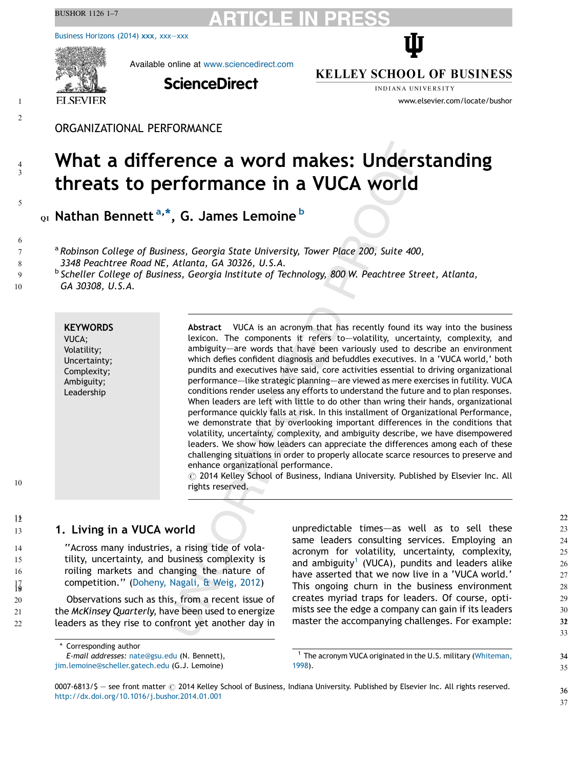ORGANIZATIONAL PERFORMANCE

# What a difference a word makes: Understanding threats to performance in a VUCA world

Nathan Bennett[a,*], G. James Lemoine[b]

[a] Robinson College of Business, Georgia State University, Tower Place 200, Suite 400, 3348 Peachtree Road NE, Atlanta, GA 30326, U.S.A.

[b] Scheller College of Business, Georgia Institute of Technology, 800 W. Peachtree Street, Atlanta, GA 30308, U.S.A.

**KEYWORDS**
VUCA;
Volatility;
Uncertainty;
Complexity;
Ambiguity;
Leadership

**Abstract** VUCA is an acronym that has recently found its way into the business lexicon. The components it refers to—volatility, uncertainty, complexity, and ambiguity—are words that have been variously used to describe an environment which defies confident diagnosis and befuddles executives. In a 'VUCA world,' both pundits and executives have said, core activities essential to driving organizational performance—like strategic planning—are viewed as mere exercises in futility. VUCA conditions render useless any efforts to understand the future and to plan responses. When leaders are left with little to do other than wring their hands, organizational performance quickly falls at risk. In this installment of Organizational Performance, we demonstrate that by overlooking important differences in the conditions that volatility, uncertainty, complexity, and ambiguity describe, we have disempowered leaders. We show how leaders can appreciate the differences among each of these challenging situations in order to properly allocate scarce resources to preserve and enhance organizational performance.
© 2014 Kelley School of Business, Indiana University. Published by Elsevier Inc. All rights reserved.

## 1. Living in a VUCA world

"Across many industries, a rising tide of volatility, uncertainty, and business complexity is roiling markets and changing the nature of competition." (Doheny, Nagali, & Weig, 2012)

Observations such as this, from a recent issue of the *McKinsey Quarterly*, have been used to energize leaders as they rise to confront yet another day in unpredictable times—as well as to sell these same leaders consulting services. Employing an acronym for volatility, uncertainty, complexity, and ambiguity[1] (VUCA), pundits and leaders alike have asserted that we now live in a 'VUCA world.' This ongoing churn in the business environment creates myriad traps for leaders. Of course, optimists see the edge a company can gain if its leaders master the accompanying challenges. For example:

\* Corresponding author
*E-mail addresses:* nate@gsu.edu (N. Bennett), jim.lemoine@scheller.gatech.edu (G.J. Lemoine)

[1] The acronym VUCA originated in the U.S. military (Whiteman, 1998).

0007-6813/$ — see front matter © 2014 Kelley School of Business, Indiana University. Published by Elsevier Inc. All rights reserved.
http://dx.doi.org/10.1016/j.bushor.2014.01.001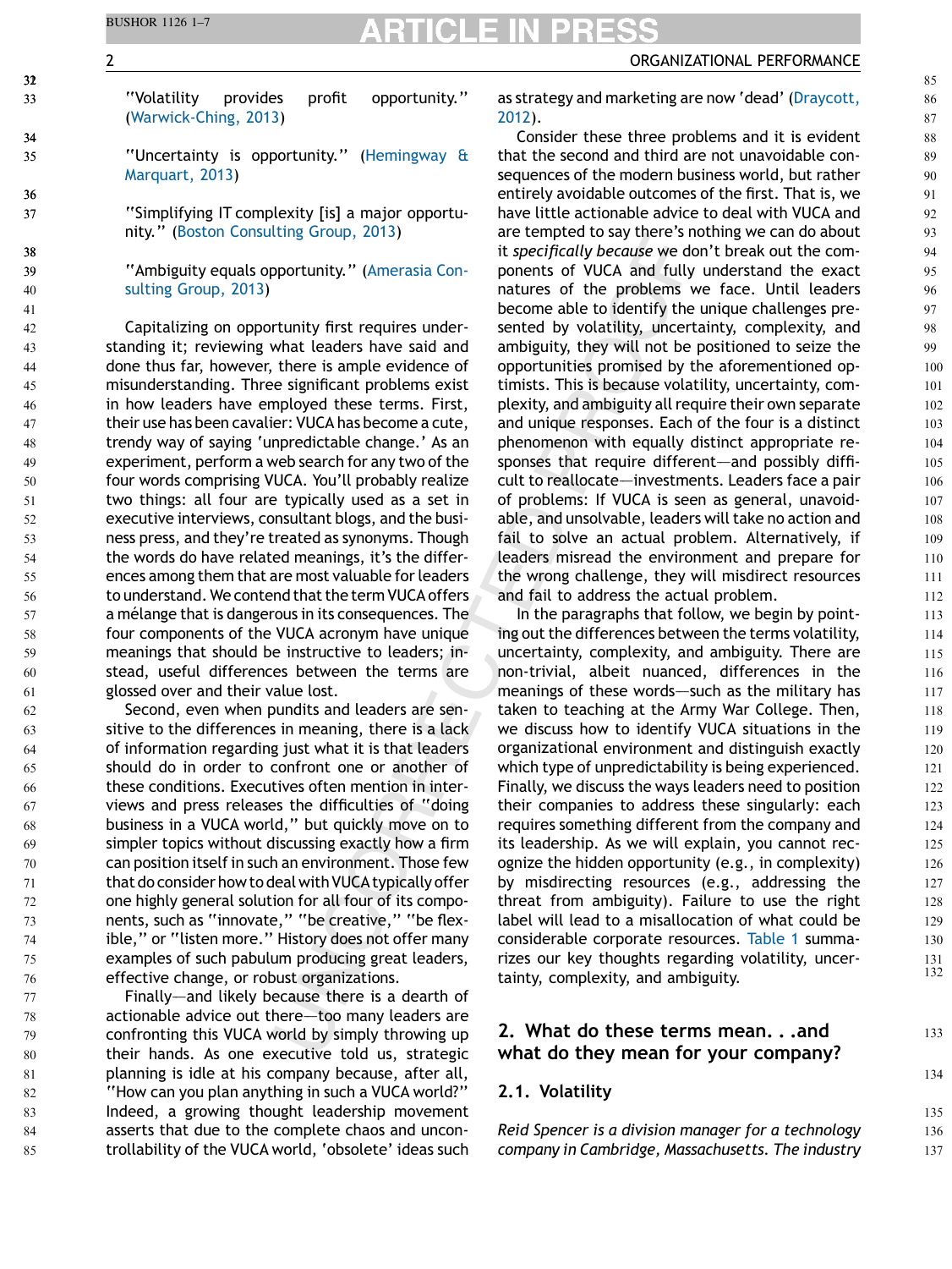"Volatility provides profit opportunity." (Warwick-Ching, 2013)

"Uncertainty is opportunity." (Hemingway & Marquart, 2013)

"Simplifying IT complexity [is] a major opportunity." (Boston Consulting Group, 2013)

"Ambiguity equals opportunity." (Amerasia Consulting Group, 2013)

Capitalizing on opportunity first requires understanding it; reviewing what leaders have said and done thus far, however, there is ample evidence of misunderstanding. Three significant problems exist in how leaders have employed these terms. First, their use has been cavalier: VUCA has become a cute, trendy way of saying 'unpredictable change.' As an experiment, perform a web search for any two of the four words comprising VUCA. You'll probably realize two things: all four are typically used as a set in executive interviews, consultant blogs, and the business press, and they're treated as synonyms. Though the words do have related meanings, it's the differences among them that are most valuable for leaders to understand. We contend that the term VUCA offers a mélange that is dangerous in its consequences. The four components of the VUCA acronym have unique meanings that should be instructive to leaders; instead, useful differences between the terms are glossed over and their value lost.

Second, even when pundits and leaders are sensitive to the differences in meaning, there is a lack of information regarding just what it is that leaders should do in order to confront one or another of these conditions. Executives often mention in interviews and press releases the difficulties of "doing business in a VUCA world," but quickly move on to simpler topics without discussing exactly how a firm can position itself in such an environment. Those few that do consider how to deal with VUCA typically offer one highly general solution for all four of its components, such as "innovate," "be creative," "be flexible," or "listen more." History does not offer many examples of such pabulum producing great leaders, effective change, or robust organizations.

Finally—and likely because there is a dearth of actionable advice out there—too many leaders are confronting this VUCA world by simply throwing up their hands. As one executive told us, strategic planning is idle at his company because, after all, "How can you plan anything in such a VUCA world?" Indeed, a growing thought leadership movement asserts that due to the complete chaos and uncontrollability of the VUCA world, 'obsolete' ideas such as strategy and marketing are now 'dead' (Draycott, 2012).

Consider these three problems and it is evident that the second and third are not unavoidable consequences of the modern business world, but rather entirely avoidable outcomes of the first. That is, we have little actionable advice to deal with VUCA and are tempted to say there's nothing we can do about it *specifically because* we don't break out the components of VUCA and fully understand the exact natures of the problems we face. Until leaders become able to identify the unique challenges presented by volatility, uncertainty, complexity, and ambiguity, they will not be positioned to seize the opportunities promised by the aforementioned optimists. This is because volatility, uncertainty, complexity, and ambiguity all require their own separate and unique responses. Each of the four is a distinct phenomenon with equally distinct appropriate responses that require different—and possibly difficult to reallocate—investments. Leaders face a pair of problems: If VUCA is seen as general, unavoidable, and unsolvable, leaders will take no action and fail to solve an actual problem. Alternatively, if leaders misread the environment and prepare for the wrong challenge, they will misdirect resources and fail to address the actual problem.

In the paragraphs that follow, we begin by pointing out the differences between the terms volatility, uncertainty, complexity, and ambiguity. There are non-trivial, albeit nuanced, differences in the meanings of these words—such as the military has taken to teaching at the Army War College. Then, we discuss how to identify VUCA situations in the organizational environment and distinguish exactly which type of unpredictability is being experienced. Finally, we discuss the ways leaders need to position their companies to address these singularly: each requires something different from the company and its leadership. As we will explain, you cannot recognize the hidden opportunity (e.g., in complexity) by misdirecting resources (e.g., addressing the threat from ambiguity). Failure to use the right label will lead to a misallocation of what could be considerable corporate resources. Table 1 summarizes our key thoughts regarding volatility, uncertainty, complexity, and ambiguity.

## 2. What do these terms mean. . .and what do they mean for your company?

### 2.1. Volatility

*Reid Spencer is a division manager for a technology company in Cambridge, Massachusetts. The industry*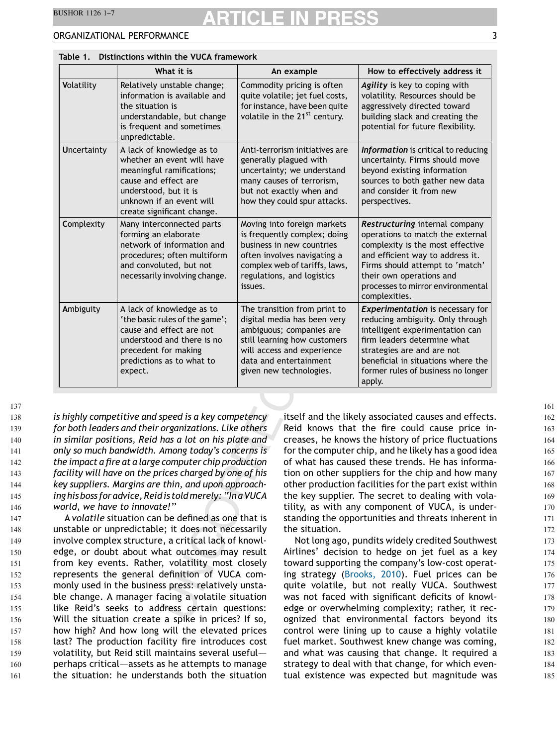Table 1. Distinctions within the VUCA framework

| | What it is | An example | How to effectively address it |
|---|---|---|---|
| **V**olatility | Relatively unstable change; information is available and the situation is understandable, but change is frequent and sometimes unpredictable. | Commodity pricing is often quite volatile; jet fuel costs, for instance, have been quite volatile in the 21st century. | ***Agility*** is key to coping with volatility. Resources should be aggressively directed toward building slack and creating the potential for future flexibility. |
| **U**ncertainty | A lack of knowledge as to whether an event will have meaningful ramifications; cause and effect are understood, but it is unknown if an event will create significant change. | Anti-terrorism initiatives are generally plagued with uncertainty; we understand many causes of terrorism, but not exactly when and how they could spur attacks. | ***Information*** is critical to reducing uncertainty. Firms should move beyond existing information sources to both gather new data and consider it from new perspectives. |
| **C**omplexity | Many interconnected parts forming an elaborate network of information and procedures; often multiform and convoluted, but not necessarily involving change. | Moving into foreign markets is frequently complex; doing business in new countries often involves navigating a complex web of tariffs, laws, regulations, and logistics issues. | ***Restructuring*** internal company operations to match the external complexity is the most effective and efficient way to address it. Firms should attempt to 'match' their own operations and processes to mirror environmental complexities. |
| **A**mbiguity | A lack of knowledge as to 'the basic rules of the game'; cause and effect are not understood and there is no precedent for making predictions as to what to expect. | The transition from print to digital media has been very ambiguous; companies are still learning how customers will access and experience data and entertainment given new technologies. | ***Experimentation*** is necessary for reducing ambiguity. Only through intelligent experimentation can firm leaders determine what strategies are and are not beneficial in situations where the former rules of business no longer apply. |

*is highly competitive and speed is a key competency for both leaders and their organizations. Like others in similar positions, Reid has a lot on his plate and only so much bandwidth. Among today's concerns is the impact a fire at a large computer chip production facility will have on the prices charged by one of his key suppliers. Margins are thin, and upon approaching his boss for advice, Reid is told merely: "In a VUCA world, we have to innovate!"*

A *volatile* situation can be defined as one that is unstable or unpredictable; it does not necessarily involve complex structure, a critical lack of knowledge, or doubt about what outcomes may result from key events. Rather, volatility most closely represents the general definition of VUCA commonly used in the business press: relatively unstable change. A manager facing a volatile situation like Reid's seeks to address certain questions: Will the situation create a spike in prices? If so, how high? And how long will the elevated prices last? The production facility fire introduces cost volatility, but Reid still maintains several useful—perhaps critical—assets as he attempts to manage the situation: he understands both the situation itself and the likely associated causes and effects. Reid knows that the fire could cause price increases, he knows the history of price fluctuations for the computer chip, and he likely has a good idea of what has caused these trends. He has information on other suppliers for the chip and how many other production facilities for the part exist within the key supplier. The secret to dealing with volatility, as with any component of VUCA, is understanding the opportunities and threats inherent in the situation.

Not long ago, pundits widely credited Southwest Airlines' decision to hedge on jet fuel as a key toward supporting the company's low-cost operating strategy (Brooks, 2010). Fuel prices can be quite volatile, but not really VUCA. Southwest was not faced with significant deficits of knowledge or overwhelming complexity; rather, it recognized that environmental factors beyond its control were lining up to cause a highly volatile fuel market. Southwest knew change was coming, and what was causing that change. It required a strategy to deal with that change, for which eventual existence was expected but magnitude was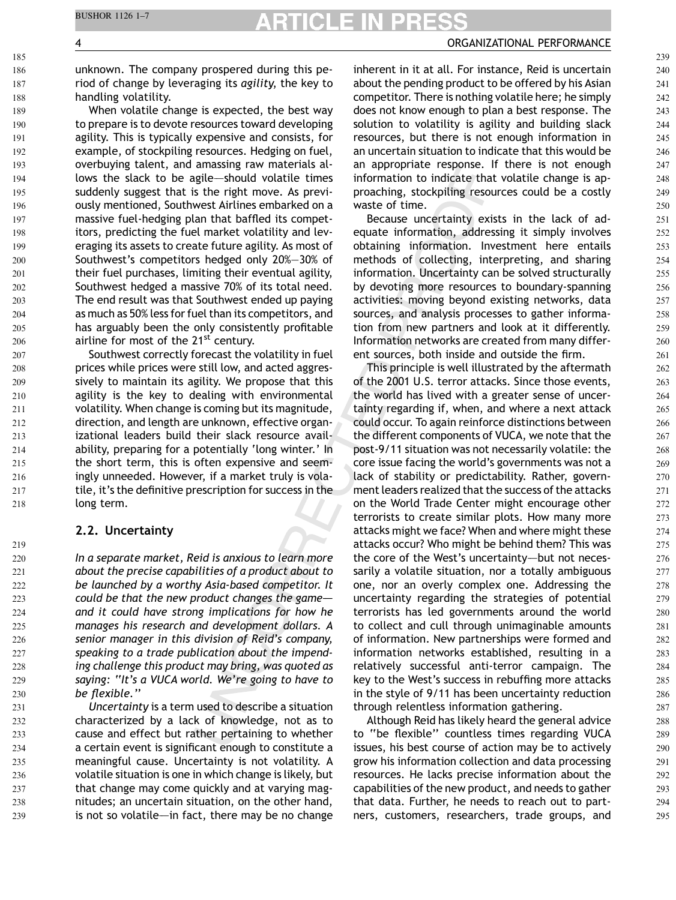unknown. The company prospered during this period of change by leveraging its *agility*, the key to handling volatility.

When volatile change is expected, the best way to prepare is to devote resources toward developing agility. This is typically expensive and consists, for example, of stockpiling resources. Hedging on fuel, overbuying talent, and amassing raw materials allows the slack to be agile—should volatile times suddenly suggest that is the right move. As previously mentioned, Southwest Airlines embarked on a massive fuel-hedging plan that baffled its competitors, predicting the fuel market volatility and leveraging its assets to create future agility. As most of Southwest's competitors hedged only 20%–30% of their fuel purchases, limiting their eventual agility, Southwest hedged a massive 70% of its total need. The end result was that Southwest ended up paying as much as 50% less for fuel than its competitors, and has arguably been the only consistently profitable airline for most of the 21st century.

Southwest correctly forecast the volatility in fuel prices while prices were still low, and acted aggressively to maintain its agility. We propose that this agility is the key to dealing with environmental volatility. When change is coming but its magnitude, direction, and length are unknown, effective organizational leaders build their slack resource availability, preparing for a potentially 'long winter.' In the short term, this is often expensive and seemingly unneeded. However, if a market truly is volatile, it's the definitive prescription for success in the long term.

## 2.2. Uncertainty

*In a separate market, Reid is anxious to learn more about the precise capabilities of a product about to be launched by a worthy Asia-based competitor. It could be that the new product changes the game—and it could have strong implications for how he manages his research and development dollars. A senior manager in this division of Reid's company, speaking to a trade publication about the impending challenge this product may bring, was quoted as saying: "It's a VUCA world. We're going to have to be flexible."*

*Uncertainty* is a term used to describe a situation characterized by a lack of knowledge, not as to cause and effect but rather pertaining to whether a certain event is significant enough to constitute a meaningful cause. Uncertainty is not volatility. A volatile situation is one in which change is likely, but that change may come quickly and at varying magnitudes; an uncertain situation, on the other hand, is not so volatile—in fact, there may be no change inherent in it at all. For instance, Reid is uncertain about the pending product to be offered by his Asian competitor. There is nothing volatile here; he simply does not know enough to plan a best response. The solution to volatility is agility and building slack resources, but there is not enough information in an uncertain situation to indicate that this would be an appropriate response. If there is not enough information to indicate that volatile change is approaching, stockpiling resources could be a costly waste of time.

Because uncertainty exists in the lack of adequate information, addressing it simply involves obtaining information. Investment here entails methods of collecting, interpreting, and sharing information. Uncertainty can be solved structurally by devoting more resources to boundary-spanning activities: moving beyond existing networks, data sources, and analysis processes to gather information from new partners and look at it differently. Information networks are created from many different sources, both inside and outside the firm.

This principle is well illustrated by the aftermath of the 2001 U.S. terror attacks. Since those events, the world has lived with a greater sense of uncertainty regarding if, when, and where a next attack could occur. To again reinforce distinctions between the different components of VUCA, we note that the post-9/11 situation was not necessarily volatile: the core issue facing the world's governments was not a lack of stability or predictability. Rather, government leaders realized that the success of the attacks on the World Trade Center might encourage other terrorists to create similar plots. How many more attacks might we face? When and where might these attacks occur? Who might be behind them? This was the core of the West's uncertainty—but not necessarily a volatile situation, nor a totally ambiguous one, nor an overly complex one. Addressing the uncertainty regarding the strategies of potential terrorists has led governments around the world to collect and cull through unimaginable amounts of information. New partnerships were formed and information networks established, resulting in a relatively successful anti-terror campaign. The key to the West's success in rebuffing more attacks in the style of 9/11 has been uncertainty reduction through relentless information gathering.

Although Reid has likely heard the general advice to "be flexible" countless times regarding VUCA issues, his best course of action may be to actively grow his information collection and data processing resources. He lacks precise information about the capabilities of the new product, and needs to gather that data. Further, he needs to reach out to partners, customers, researchers, trade groups, and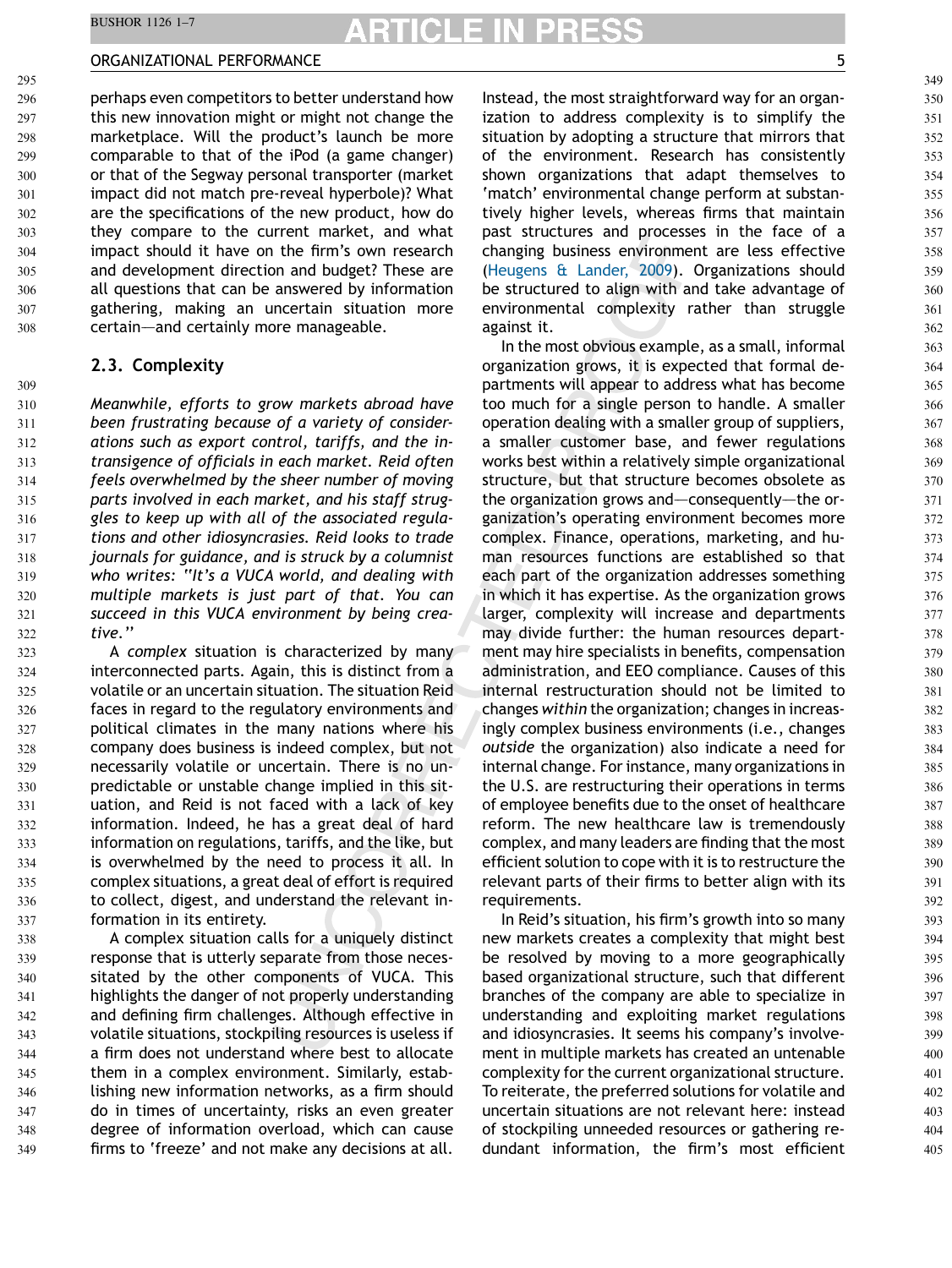perhaps even competitors to better understand how this new innovation might or might not change the marketplace. Will the product's launch be more comparable to that of the iPod (a game changer) or that of the Segway personal transporter (market impact did not match pre-reveal hyperbole)? What are the specifications of the new product, how do they compare to the current market, and what impact should it have on the firm's own research and development direction and budget? These are all questions that can be answered by information gathering, making an uncertain situation more certain—and certainly more manageable.

### 2.3. Complexity

*Meanwhile, efforts to grow markets abroad have been frustrating because of a variety of considerations such as export control, tariffs, and the intransigence of officials in each market. Reid often feels overwhelmed by the sheer number of moving parts involved in each market, and his staff struggles to keep up with all of the associated regulations and other idiosyncrasies. Reid looks to trade journals for guidance, and is struck by a columnist who writes: "It's a VUCA world, and dealing with multiple markets is just part of that. You can succeed in this VUCA environment by being creative."*

A *complex* situation is characterized by many interconnected parts. Again, this is distinct from a volatile or an uncertain situation. The situation Reid faces in regard to the regulatory environments and political climates in the many nations where his company does business is indeed complex, but not necessarily volatile or uncertain. There is no unpredictable or unstable change implied in this situation, and Reid is not faced with a lack of key information. Indeed, he has a great deal of hard information on regulations, tariffs, and the like, but is overwhelmed by the need to process it all. In complex situations, a great deal of effort is required to collect, digest, and understand the relevant information in its entirety.

A complex situation calls for a uniquely distinct response that is utterly separate from those necessitated by the other components of VUCA. This highlights the danger of not properly understanding and defining firm challenges. Although effective in volatile situations, stockpiling resources is useless if a firm does not understand where best to allocate them in a complex environment. Similarly, establishing new information networks, as a firm should do in times of uncertainty, risks an even greater degree of information overload, which can cause firms to 'freeze' and not make any decisions at all. Instead, the most straightforward way for an organization to address complexity is to simplify the situation by adopting a structure that mirrors that of the environment. Research has consistently shown organizations that adapt themselves to 'match' environmental change perform at substantively higher levels, whereas firms that maintain past structures and processes in the face of a changing business environment are less effective (Heugens & Lander, 2009). Organizations should be structured to align with and take advantage of environmental complexity rather than struggle against it.

In the most obvious example, as a small, informal organization grows, it is expected that formal departments will appear to address what has become too much for a single person to handle. A smaller operation dealing with a smaller group of suppliers, a smaller customer base, and fewer regulations works best within a relatively simple organizational structure, but that structure becomes obsolete as the organization grows and—consequently—the organization's operating environment becomes more complex. Finance, operations, marketing, and human resources functions are established so that each part of the organization addresses something in which it has expertise. As the organization grows larger, complexity will increase and departments may divide further: the human resources department may hire specialists in benefits, compensation administration, and EEO compliance. Causes of this internal restructuration should not be limited to changes *within* the organization; changes in increasingly complex business environments (i.e., changes *outside* the organization) also indicate a need for internal change. For instance, many organizations in the U.S. are restructuring their operations in terms of employee benefits due to the onset of healthcare reform. The new healthcare law is tremendously complex, and many leaders are finding that the most efficient solution to cope with it is to restructure the relevant parts of their firms to better align with its requirements.

In Reid's situation, his firm's growth into so many new markets creates a complexity that might best be resolved by moving to a more geographically based organizational structure, such that different branches of the company are able to specialize in understanding and exploiting market regulations and idiosyncrasies. It seems his company's involvement in multiple markets has created an untenable complexity for the current organizational structure. To reiterate, the preferred solutions for volatile and uncertain situations are not relevant here: instead of stockpiling unneeded resources or gathering redundant information, the firm's most efficient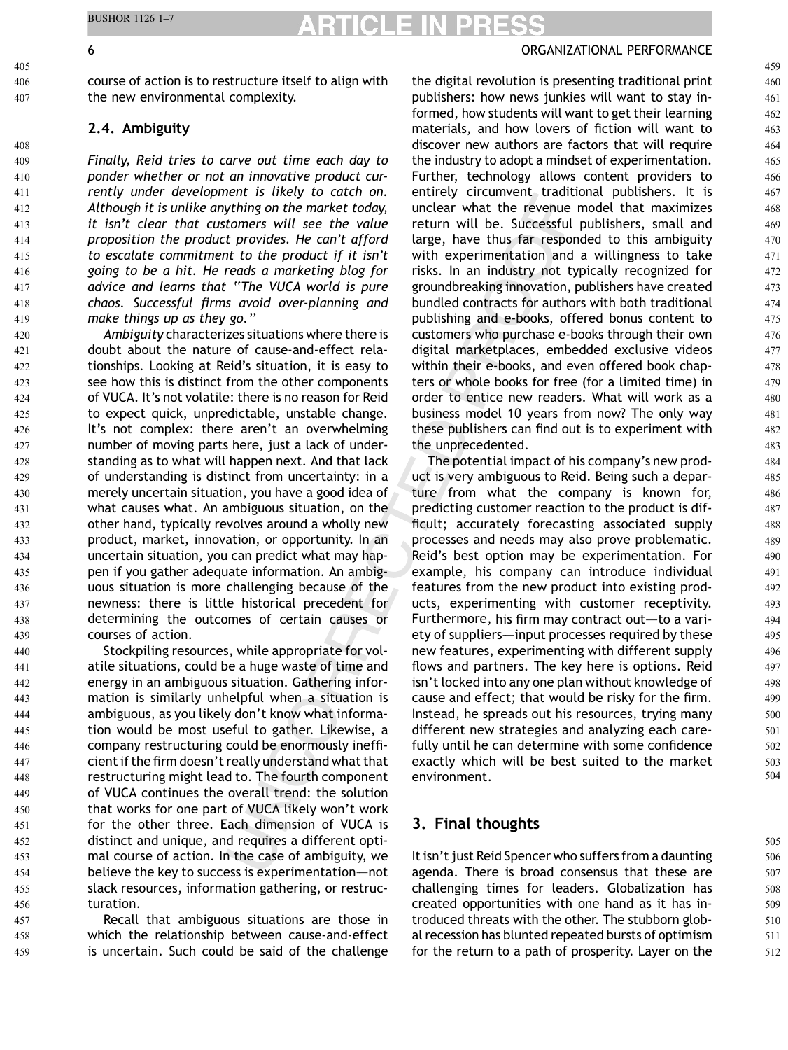course of action is to restructure itself to align with the new environmental complexity.

### 2.4. Ambiguity

*Finally, Reid tries to carve out time each day to ponder whether or not an innovative product currently under development is likely to catch on. Although it is unlike anything on the market today, it isn't clear that customers will see the value proposition the product provides. He can't afford to escalate commitment to the product if it isn't going to be a hit. He reads a marketing blog for advice and learns that "The VUCA world is pure chaos. Successful firms avoid over-planning and make things up as they go."*

*Ambiguity* characterizes situations where there is doubt about the nature of cause-and-effect relationships. Looking at Reid's situation, it is easy to see how this is distinct from the other components of VUCA. It's not volatile: there is no reason for Reid to expect quick, unpredictable, unstable change. It's not complex: there aren't an overwhelming number of moving parts here, just a lack of understanding as to what will happen next. And that lack of understanding is distinct from uncertainty: in a merely uncertain situation, you have a good idea of what causes what. An ambiguous situation, on the other hand, typically revolves around a wholly new product, market, innovation, or opportunity. In an uncertain situation, you can predict what may happen if you gather adequate information. An ambiguous situation is more challenging because of the newness: there is little historical precedent for determining the outcomes of certain causes or courses of action.

Stockpiling resources, while appropriate for volatile situations, could be a huge waste of time and energy in an ambiguous situation. Gathering information is similarly unhelpful when a situation is ambiguous, as you likely don't know what information would be most useful to gather. Likewise, a company restructuring could be enormously inefficient if the firm doesn't really understand what that restructuring might lead to. The fourth component of VUCA continues the overall trend: the solution that works for one part of VUCA likely won't work for the other three. Each dimension of VUCA is distinct and unique, and requires a different optimal course of action. In the case of ambiguity, we believe the key to success is experimentation—not slack resources, information gathering, or restructuration.

Recall that ambiguous situations are those in which the relationship between cause-and-effect is uncertain. Such could be said of the challenge the digital revolution is presenting traditional print publishers: how news junkies will want to stay informed, how students will want to get their learning materials, and how lovers of fiction will want to discover new authors are factors that will require the industry to adopt a mindset of experimentation. Further, technology allows content providers to entirely circumvent traditional publishers. It is unclear what the revenue model that maximizes return will be. Successful publishers, small and large, have thus far responded to this ambiguity with experimentation and a willingness to take risks. In an industry not typically recognized for groundbreaking innovation, publishers have created bundled contracts for authors with both traditional publishing and e-books, offered bonus content to customers who purchase e-books through their own digital marketplaces, embedded exclusive videos within their e-books, and even offered book chapters or whole books for free (for a limited time) in order to entice new readers. What will work as a business model 10 years from now? The only way these publishers can find out is to experiment with the unprecedented.

The potential impact of his company's new product is very ambiguous to Reid. Being such a departure from what the company is known for, predicting customer reaction to the product is difficult; accurately forecasting associated supply processes and needs may also prove problematic. Reid's best option may be experimentation. For example, his company can introduce individual features from the new product into existing products, experimenting with customer receptivity. Furthermore, his firm may contract out—to a variety of suppliers—input processes required by these new features, experimenting with different supply flows and partners. The key here is options. Reid isn't locked into any one plan without knowledge of cause and effect; that would be risky for the firm. Instead, he spreads out his resources, trying many different new strategies and analyzing each carefully until he can determine with some confidence exactly which will be best suited to the market environment.

## 3. Final thoughts

It isn't just Reid Spencer who suffers from a daunting agenda. There is broad consensus that these are challenging times for leaders. Globalization has created opportunities with one hand as it has introduced threats with the other. The stubborn global recession has blunted repeated bursts of optimism for the return to a path of prosperity. Layer on the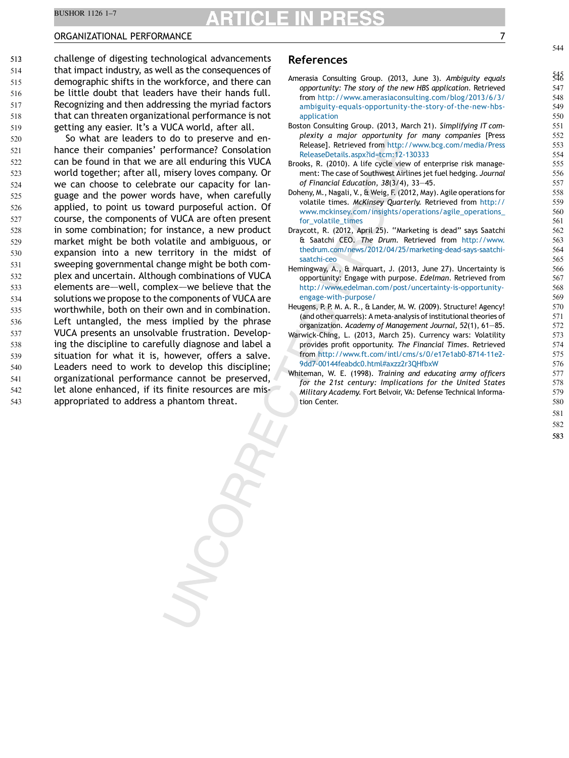challenge of digesting technological advancements that impact industry, as well as the consequences of demographic shifts in the workforce, and there can be little doubt that leaders have their hands full. Recognizing and then addressing the myriad factors that can threaten organizational performance is not getting any easier. It's a VUCA world, after all.

So what are leaders to do to preserve and enhance their companies' performance? Consolation can be found in that we are all enduring this VUCA world together; after all, misery loves company. Or we can choose to celebrate our capacity for language and the power words have, when carefully applied, to point us toward purposeful action. Of course, the components of VUCA are often present in some combination; for instance, a new product market might be both volatile and ambiguous, or expansion into a new territory in the midst of sweeping governmental change might be both complex and uncertain. Although combinations of VUCA elements are—well, complex—we believe that the solutions we propose to the components of VUCA are worthwhile, both on their own and in combination. Left untangled, the mess implied by the phrase VUCA presents an unsolvable frustration. Developing the discipline to carefully diagnose and label a situation for what it is, however, offers a salve. Leaders need to work to develop this discipline; organizational performance cannot be preserved, let alone enhanced, if its finite resources are misappropriated to address a phantom threat.

## References

Amerasia Consulting Group. (2013, June 3). *Ambiguity equals opportunity: The story of the new HBS application*. Retrieved from http://www.amerasiaconsulting.com/blog/2013/6/3/ambiguity-equals-opportunity-the-story-of-the-new-hbs-application

Boston Consulting Group. (2013, March 21). *Simplifying IT complexity a major opportunity for many companies* [Press Release]. Retrieved from http://www.bcg.com/media/PressReleaseDetails.aspx?id=tcm:12-130333

Brooks, R. (2010). A life cycle view of enterprise risk management: The case of Southwest Airlines jet fuel hedging. *Journal of Financial Education, 38*(3/4), 33—45.

Doheny, M., Nagali, V., & Weig, F. (2012, May). Agile operations for volatile times. *McKinsey Quarterly*. Retrieved from http://www.mckinsey.com/insights/operations/agile_operations_for_volatile_times

Draycott, R. (2012, April 25). "Marketing is dead" says Saatchi & Saatchi CEO. *The Drum*. Retrieved from http://www.thedrum.com/news/2012/04/25/marketing-dead-says-saatchi-saatchi-ceo

Hemingway, A., & Marquart, J. (2013, June 27). Uncertainty is opportunity: Engage with purpose. *Edelman*. Retrieved from http://www.edelman.com/post/uncertainty-is-opportunity-engage-with-purpose/

Heugens, P. P. M. A. R., & Lander, M. W. (2009). Structure! Agency! (and other quarrels): A meta-analysis of institutional theories of organization. *Academy of Management Journal, 52*(1), 61—85.

Warwick-Ching, L. (2013, March 25). Currency wars: Volatility provides profit opportunity. *The Financial Times*. Retrieved from http://www.ft.com/intl/cms/s/0/e17e1ab0-8714-11e2-9dd7-00144feabdc0.html#axzz2r3QHfbxW

Whiteman, W. E. (1998). *Training and educating army officers for the 21st century: Implications for the United States Military Academy*. Fort Belvoir, VA: Defense Technical Information Center.